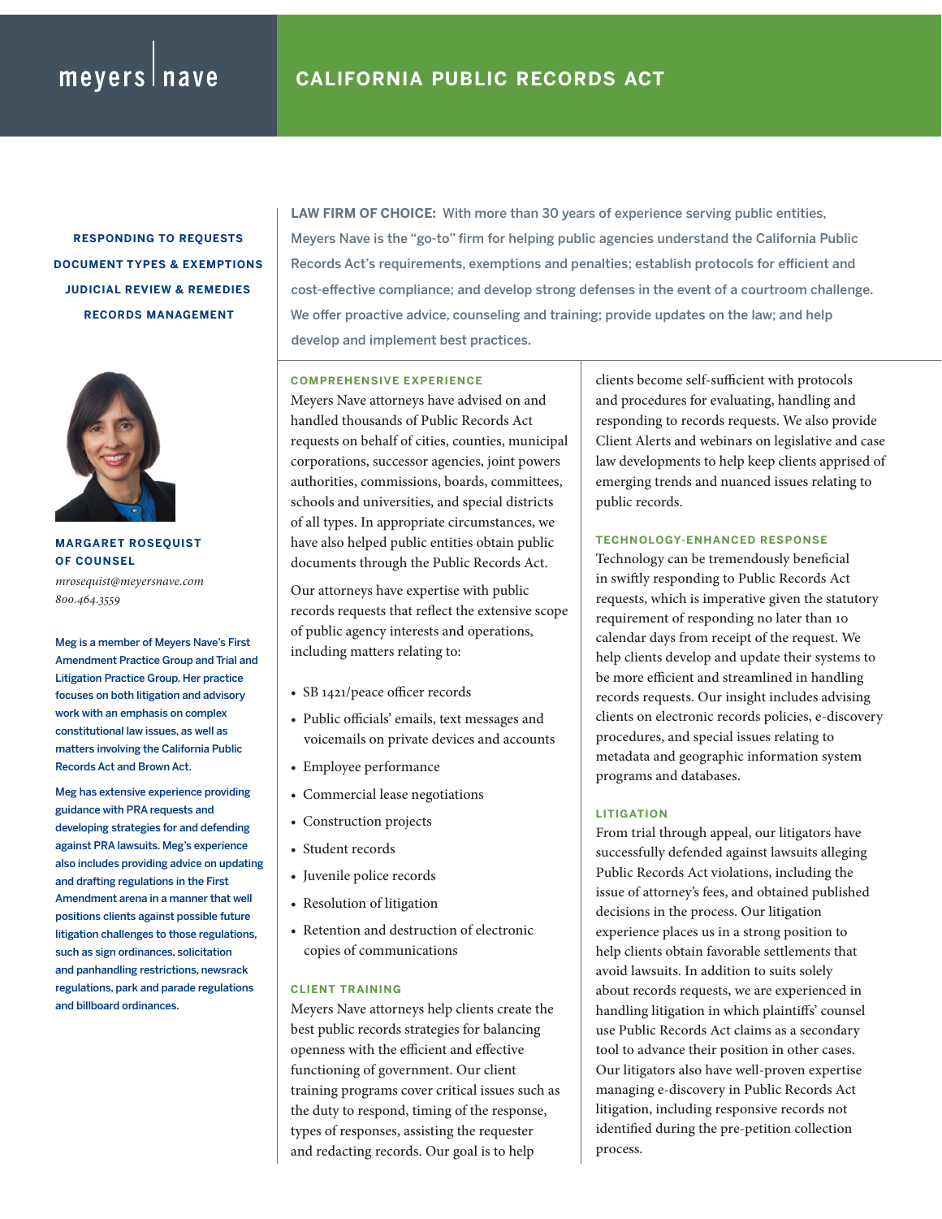meyers | nave

# CALIFORNIA PUBLIC RECORDS ACT

**RESPONDING TO REQUESTS**

**DOCUMENT TYPES & EXEMPTIONS**

**JUDICIAL REVIEW & REMEDIES**

**RECORDS MANAGEMENT**

**LAW FIRM OF CHOICE:** With more than 30 years of experience serving public entities, Meyers Nave is the "go-to" firm for helping public agencies understand the California Public Records Act's requirements, exemptions and penalties; establish protocols for efficient and cost-effective compliance; and develop strong defenses in the event of a courtroom challenge. We offer proactive advice, counseling and training; provide updates on the law; and help develop and implement best practices.

### COMPREHENSIVE EXPERIENCE

Meyers Nave attorneys have advised on and handled thousands of Public Records Act requests on behalf of cities, counties, municipal corporations, successor agencies, joint powers authorities, commissions, boards, committees, schools and universities, and special districts of all types. In appropriate circumstances, we have also helped public entities obtain public documents through the Public Records Act.

Our attorneys have expertise with public records requests that reflect the extensive scope of public agency interests and operations, including matters relating to:

- SB 1421/peace officer records
- Public officials' emails, text messages and voicemails on private devices and accounts
- Employee performance
- Commercial lease negotiations
- Construction projects
- Student records
- Juvenile police records
- Resolution of litigation
- Retention and destruction of electronic copies of communications

### CLIENT TRAINING

Meyers Nave attorneys help clients create the best public records strategies for balancing openness with the efficient and effective functioning of government. Our client training programs cover critical issues such as the duty to respond, timing of the response, types of responses, assisting the requester and redacting records. Our goal is to help clients become self-sufficient with protocols and procedures for evaluating, handling and responding to records requests. We also provide Client Alerts and webinars on legislative and case law developments to help keep clients apprised of emerging trends and nuanced issues relating to public records.

### TECHNOLOGY-ENHANCED RESPONSE

Technology can be tremendously beneficial in swiftly responding to Public Records Act requests, which is imperative given the statutory requirement of responding no later than 10 calendar days from receipt of the request. We help clients develop and update their systems to be more efficient and streamlined in handling records requests. Our insight includes advising clients on electronic records policies, e-discovery procedures, and special issues relating to metadata and geographic information system programs and databases.

### LITIGATION

From trial through appeal, our litigators have successfully defended against lawsuits alleging Public Records Act violations, including the issue of attorney's fees, and obtained published decisions in the process. Our litigation experience places us in a strong position to help clients obtain favorable settlements that avoid lawsuits. In addition to suits solely about records requests, we are experienced in handling litigation in which plaintiffs' counsel use Public Records Act claims as a secondary tool to advance their position in other cases. Our litigators also have well-proven expertise managing e-discovery in Public Records Act litigation, including responsive records not identified during the pre-petition collection process.

**MARGARET ROSEQUIST**
**OF COUNSEL**

*mrosequist@meyersnave.com*
*800.464.3559*

Meg is a member of Meyers Nave's First Amendment Practice Group and Trial and Litigation Practice Group. Her practice focuses on both litigation and advisory work with an emphasis on complex constitutional law issues, as well as matters involving the California Public Records Act and Brown Act.

Meg has extensive experience providing guidance with PRA requests and developing strategies for and defending against PRA lawsuits. Meg's experience also includes providing advice on updating and drafting regulations in the First Amendment arena in a manner that well positions clients against possible future litigation challenges to those regulations, such as sign ordinances, solicitation and panhandling restrictions, newsrack regulations, park and parade regulations and billboard ordinances.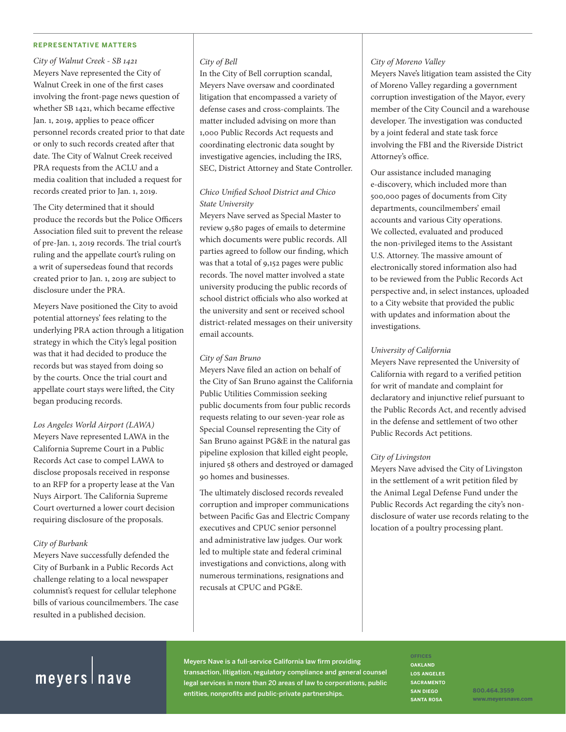## REPRESENTATIVE MATTERS

*City of Walnut Creek - SB 1421*
Meyers Nave represented the City of Walnut Creek in one of the first cases involving the front-page news question of whether SB 1421, which became effective Jan. 1, 2019, applies to peace officer personnel records created prior to that date or only to such records created after that date. The City of Walnut Creek received PRA requests from the ACLU and a media coalition that included a request for records created prior to Jan. 1, 2019.

The City determined that it should produce the records but the Police Officers Association filed suit to prevent the release of pre-Jan. 1, 2019 records. The trial court's ruling and the appellate court's ruling on a writ of supersedeas found that records created prior to Jan. 1, 2019 are subject to disclosure under the PRA.

Meyers Nave positioned the City to avoid potential attorneys' fees relating to the underlying PRA action through a litigation strategy in which the City's legal position was that it had decided to produce the records but was stayed from doing so by the courts. Once the trial court and appellate court stays were lifted, the City began producing records.

*Los Angeles World Airport (LAWA)*
Meyers Nave represented LAWA in the California Supreme Court in a Public Records Act case to compel LAWA to disclose proposals received in response to an RFP for a property lease at the Van Nuys Airport. The California Supreme Court overturned a lower court decision requiring disclosure of the proposals.

*City of Burbank*
Meyers Nave successfully defended the City of Burbank in a Public Records Act challenge relating to a local newspaper columnist's request for cellular telephone bills of various councilmembers. The case resulted in a published decision.

*City of Bell*
In the City of Bell corruption scandal, Meyers Nave oversaw and coordinated litigation that encompassed a variety of defense cases and cross-complaints. The matter included advising on more than 1,000 Public Records Act requests and coordinating electronic data sought by investigative agencies, including the IRS, SEC, District Attorney and State Controller.

*Chico Unified School District and Chico State University*
Meyers Nave served as Special Master to review 9,580 pages of emails to determine which documents were public records. All parties agreed to follow our finding, which was that a total of 9,152 pages were public records. The novel matter involved a state university producing the public records of school district officials who also worked at the university and sent or received school district-related messages on their university email accounts.

*City of San Bruno*
Meyers Nave filed an action on behalf of the City of San Bruno against the California Public Utilities Commission seeking public documents from four public records requests relating to our seven-year role as Special Counsel representing the City of San Bruno against PG&E in the natural gas pipeline explosion that killed eight people, injured 58 others and destroyed or damaged 90 homes and businesses.

The ultimately disclosed records revealed corruption and improper communications between Pacific Gas and Electric Company executives and CPUC senior personnel and administrative law judges. Our work led to multiple state and federal criminal investigations and convictions, along with numerous terminations, resignations and recusals at CPUC and PG&E.

*City of Moreno Valley*
Meyers Nave's litigation team assisted the City of Moreno Valley regarding a government corruption investigation of the Mayor, every member of the City Council and a warehouse developer. The investigation was conducted by a joint federal and state task force involving the FBI and the Riverside District Attorney's office.

Our assistance included managing e-discovery, which included more than 500,000 pages of documents from City departments, councilmembers' email accounts and various City operations. We collected, evaluated and produced the non-privileged items to the Assistant U.S. Attorney. The massive amount of electronically stored information also had to be reviewed from the Public Records Act perspective and, in select instances, uploaded to a City website that provided the public with updates and information about the investigations.

*University of California*
Meyers Nave represented the University of California with regard to a verified petition for writ of mandate and complaint for declaratory and injunctive relief pursuant to the Public Records Act, and recently advised in the defense and settlement of two other Public Records Act petitions.

*City of Livingston*
Meyers Nave advised the City of Livingston in the settlement of a writ petition filed by the Animal Legal Defense Fund under the Public Records Act regarding the city's non-disclosure of water use records relating to the location of a poultry processing plant.

meyers | nave

**Meyers Nave is a full-service California law firm providing transaction, litigation, regulatory compliance and general counsel legal services in more than 20 areas of law to corporations, public entities, nonprofits and public-private partnerships.**

OFFICES
OAKLAND
LOS ANGELES
SACRAMENTO
SAN DIEGO
SANTA ROSA

800.464.3559
www.meyersnave.com